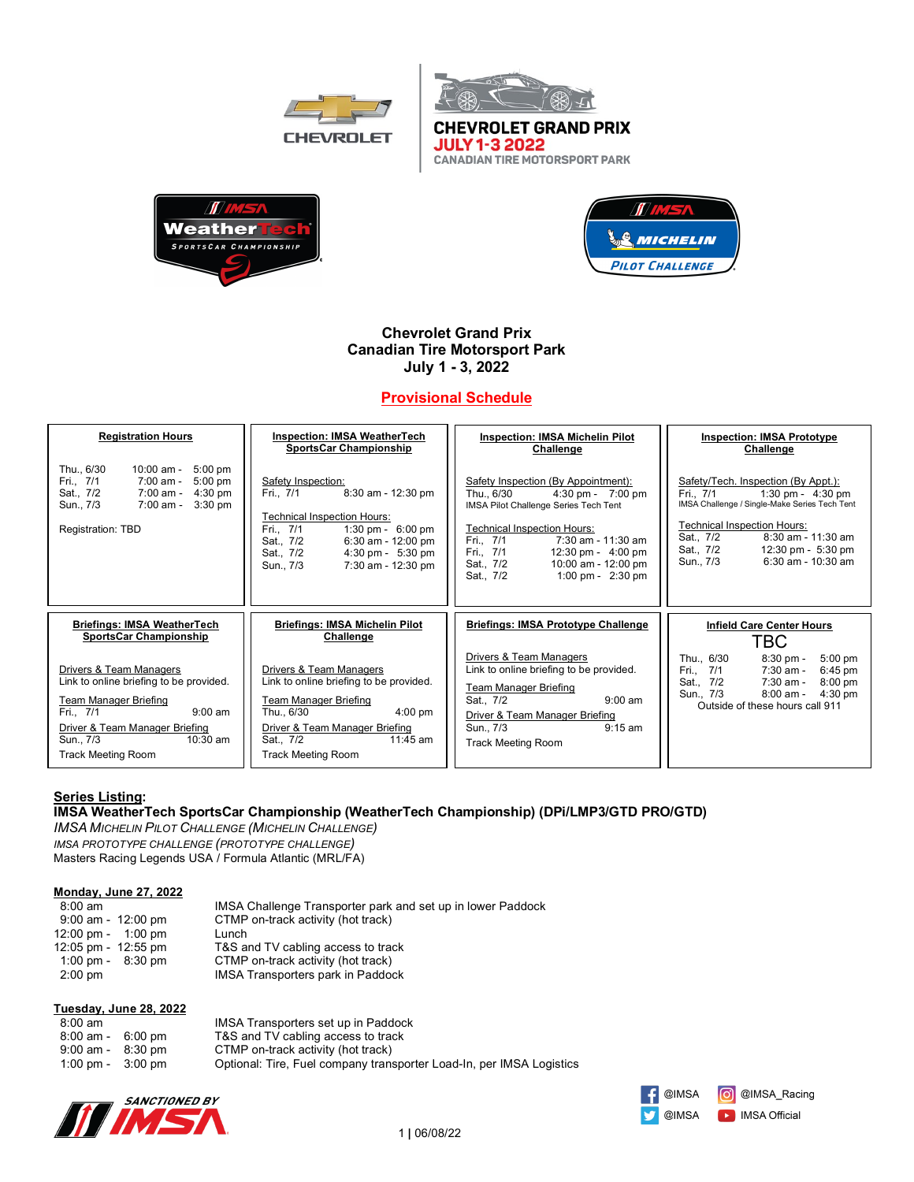CHEVROLET GRAND PRIX
JULY 1-3 2022
CANADIAN TIRE MOTORSPORT PARK

# Chevrolet Grand Prix
# Canadian Tire Motorsport Park
# July 1 - 3, 2022

## Provisional Schedule

| **Registration Hours** | **Inspection: IMSA WeatherTech SportsCar Championship** | **Inspection: IMSA Michelin Pilot Challenge** | **Inspection: IMSA Prototype Challenge** |
|---|---|---|---|
| Thu., 6/30 10:00 am - 5:00 pm<br>Fri., 7/1 7:00 am - 5:00 pm<br>Sat., 7/2 7:00 am - 4:30 pm<br>Sun., 7/3 7:00 am - 3:30 pm<br><br>Registration: TBD | Safety Inspection:<br>Fri., 7/1 8:30 am - 12:30 pm<br><br>Technical Inspection Hours:<br>Fri., 7/1 1:30 pm - 6:00 pm<br>Sat., 7/2 6:30 am - 12:00 pm<br>Sat., 7/2 4:30 pm - 5:30 pm<br>Sun., 7/3 7:30 am - 12:30 pm | Safety Inspection (By Appointment):<br>Thu., 6/30 4:30 pm - 7:00 pm<br>IMSA Pilot Challenge Series Tech Tent<br><br>Technical Inspection Hours:<br>Fri., 7/1 7:30 am - 11:30 am<br>Fri., 7/1 12:30 pm - 4:00 pm<br>Sat., 7/2 10:00 am - 12:00 pm<br>Sat., 7/2 1:00 pm - 2:30 pm | Safety/Tech. Inspection (By Appt.):<br>Fri., 7/1 1:30 pm - 4:30 pm<br>IMSA Challenge / Single-Make Series Tech Tent<br><br>Technical Inspection Hours:<br>Sat., 7/2 8:30 am - 11:30 am<br>Sat., 7/2 12:30 pm - 5:30 pm<br>Sun., 7/3 6:30 am - 10:30 am |
| **Briefings: IMSA WeatherTech SportsCar Championship** | **Briefings: IMSA Michelin Pilot Challenge** | **Briefings: IMSA Prototype Challenge** | **Infield Care Center Hours** |
| Drivers & Team Managers<br>Link to online briefing to be provided.<br><br>Team Manager Briefing<br>Fri., 7/1 9:00 am<br><br>Driver & Team Manager Briefing<br>Sun., 7/3 10:30 am<br>Track Meeting Room | Drivers & Team Managers<br>Link to online briefing to be provided.<br><br>Team Manager Briefing<br>Thu., 6/30 4:00 pm<br><br>Driver & Team Manager Briefing<br>Sat., 7/2 11:45 am<br>Track Meeting Room | Drivers & Team Managers<br>Link to online briefing to be provided.<br><br>Team Manager Briefing<br>Sat., 7/2 9:00 am<br><br>Driver & Team Manager Briefing<br>Sun., 7/3 9:15 am<br>Track Meeting Room | TBC<br>Thu., 6/30 8:30 pm - 5:00 pm<br>Fri., 7/1 7:30 am - 6:45 pm<br>Sat., 7/2 7:30 am - 8:00 pm<br>Sun., 7/3 8:00 am - 4:30 pm<br>Outside of these hours call 911 |

**Series Listing:**

**IMSA WeatherTech SportsCar Championship (WeatherTech Championship) (DPi/LMP3/GTD PRO/GTD)**

*IMSA MICHELIN PILOT CHALLENGE (MICHELIN CHALLENGE)*

*IMSA PROTOTYPE CHALLENGE (PROTOTYPE CHALLENGE)*

Masters Racing Legends USA / Formula Atlantic (MRL/FA)

**Monday, June 27, 2022**

| Time | Activity |
|---|---|
| 8:00 am | IMSA Challenge Transporter park and set up in lower Paddock |
| 9:00 am - 12:00 pm | CTMP on-track activity (hot track) |
| 12:00 pm - 1:00 pm | Lunch |
| 12:05 pm - 12:55 pm | T&S and TV cabling access to track |
| 1:00 pm - 8:30 pm | CTMP on-track activity (hot track) |
| 2:00 pm | IMSA Transporters park in Paddock |

**Tuesday, June 28, 2022**

| Time | Activity |
|---|---|
| 8:00 am | IMSA Transporters set up in Paddock |
| 8:00 am - 6:00 pm | T&S and TV cabling access to track |
| 9:00 am - 8:30 pm | CTMP on-track activity (hot track) |
| 1:00 pm - 3:00 pm | Optional: Tire, Fuel company transporter Load-In, per IMSA Logistics |

SANCTIONED BY IMSA

@IMSA @IMSA_Racing @IMSA IMSA Official

06/08/22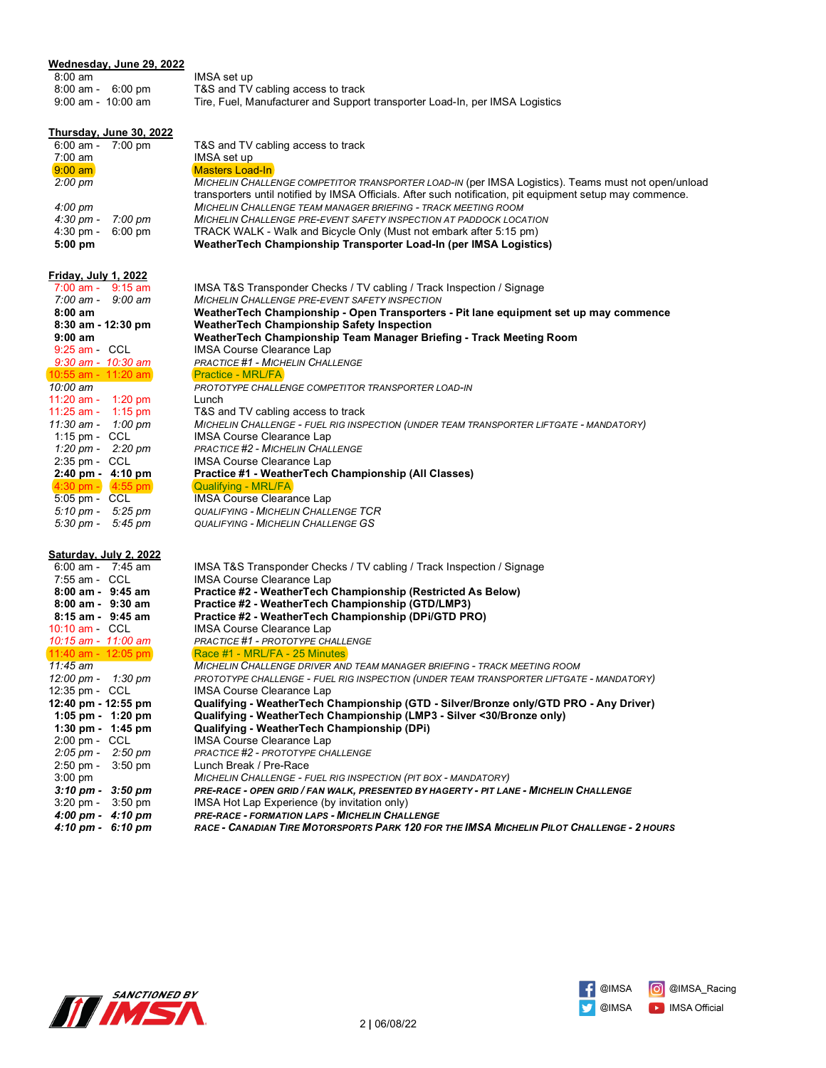**Wednesday, June 29, 2022**

| | |
|---|---|
| 8:00 am | IMSA set up |
| 8:00 am - 6:00 pm | T&S and TV cabling access to track |
| 9:00 am - 10:00 am | Tire, Fuel, Manufacturer and Support transporter Load-In, per IMSA Logistics |

**Thursday, June 30, 2022**

| | |
|---|---|
| 6:00 am - 7:00 pm | T&S and TV cabling access to track |
| 7:00 am | IMSA set up |
| 9:00 am | Masters Load-In |
| *2:00 pm* | *MICHELIN CHALLENGE COMPETITOR TRANSPORTER LOAD-IN* (per IMSA Logistics). Teams must not open/unload transporters until notified by IMSA Officials. After such notification, pit equipment setup may commence. |
| *4:00 pm* | *MICHELIN CHALLENGE TEAM MANAGER BRIEFING - TRACK MEETING ROOM* |
| *4:30 pm - 7:00 pm* | *MICHELIN CHALLENGE PRE-EVENT SAFETY INSPECTION AT PADDOCK LOCATION* |
| 4:30 pm - 6:00 pm | TRACK WALK - Walk and Bicycle Only (Must not embark after 5:15 pm) |
| **5:00 pm** | **WeatherTech Championship Transporter Load-In (per IMSA Logistics)** |

**Friday, July 1, 2022**

| | |
|---|---|
| 7:00 am - 9:15 am | IMSA T&S Transponder Checks / TV cabling / Track Inspection / Signage |
| *7:00 am - 9:00 am* | *MICHELIN CHALLENGE PRE-EVENT SAFETY INSPECTION* |
| **8:00 am** | **WeatherTech Championship - Open Transporters - Pit lane equipment set up may commence** |
| **8:30 am - 12:30 pm** | **WeatherTech Championship Safety Inspection** |
| **9:00 am** | **WeatherTech Championship Team Manager Briefing - Track Meeting Room** |
| 9:25 am - CCL | IMSA Course Clearance Lap |
| *9:30 am - 10:30 am* | *PRACTICE #1 - MICHELIN CHALLENGE* |
| 10:55 am - 11:20 am | Practice - MRL/FA |
| *10:00 am* | *PROTOTYPE CHALLENGE COMPETITOR TRANSPORTER LOAD-IN* |
| 11:20 am - 1:20 pm | Lunch |
| 11:25 am - 1:15 pm | T&S and TV cabling access to track |
| *11:30 am - 1:00 pm* | *MICHELIN CHALLENGE - FUEL RIG INSPECTION (UNDER TEAM TRANSPORTER LIFTGATE - MANDATORY)* |
| 1:15 pm - CCL | IMSA Course Clearance Lap |
| *1:20 pm - 2:20 pm* | *PRACTICE #2 - MICHELIN CHALLENGE* |
| 2:35 pm - CCL | IMSA Course Clearance Lap |
| **2:40 pm - 4:10 pm** | **Practice #1 - WeatherTech Championship (All Classes)** |
| 4:30 pm - 4:55 pm | Qualifying - MRL/FA |
| 5:05 pm - CCL | IMSA Course Clearance Lap |
| *5:10 pm - 5:25 pm* | *QUALIFYING - MICHELIN CHALLENGE TCR* |
| *5:30 pm - 5:45 pm* | *QUALIFYING - MICHELIN CHALLENGE GS* |

**Saturday, July 2, 2022**

| | |
|---|---|
| 6:00 am - 7:45 am | IMSA T&S Transponder Checks / TV cabling / Track Inspection / Signage |
| 7:55 am - CCL | IMSA Course Clearance Lap |
| **8:00 am - 9:45 am** | **Practice #2 - WeatherTech Championship (Restricted As Below)** |
| **8:00 am - 9:30 am** | **Practice #2 - WeatherTech Championship (GTD/LMP3)** |
| **8:15 am - 9:45 am** | **Practice #2 - WeatherTech Championship (DPi/GTD PRO)** |
| 10:10 am - CCL | IMSA Course Clearance Lap |
| *10:15 am - 11:00 am* | *PRACTICE #1 - PROTOTYPE CHALLENGE* |
| 11:40 am - 12:05 pm | Race #1 - MRL/FA - 25 Minutes |
| *11:45 am* | *MICHELIN CHALLENGE DRIVER AND TEAM MANAGER BRIEFING - TRACK MEETING ROOM* |
| *12:00 pm - 1:30 pm* | *PROTOTYPE CHALLENGE - FUEL RIG INSPECTION (UNDER TEAM TRANSPORTER LIFTGATE - MANDATORY)* |
| 12:35 pm - CCL | IMSA Course Clearance Lap |
| **12:40 pm - 12:55 pm** | **Qualifying - WeatherTech Championship (GTD - Silver/Bronze only/GTD PRO - Any Driver)** |
| **1:05 pm - 1:20 pm** | **Qualifying - WeatherTech Championship (LMP3 - Silver <30/Bronze only)** |
| **1:30 pm - 1:45 pm** | **Qualifying - WeatherTech Championship (DPi)** |
| 2:00 pm - CCL | IMSA Course Clearance Lap |
| *2:05 pm - 2:50 pm* | *PRACTICE #2 - PROTOTYPE CHALLENGE* |
| 2:50 pm - 3:50 pm | Lunch Break / Pre-Race |
| *3:00 pm* | *MICHELIN CHALLENGE - FUEL RIG INSPECTION (PIT BOX - MANDATORY)* |
| ***3:10 pm - 3:50 pm*** | ***PRE-RACE - OPEN GRID / FAN WALK, PRESENTED BY HAGERTY - PIT LANE - MICHELIN CHALLENGE*** |
| 3:20 pm - 3:50 pm | IMSA Hot Lap Experience (by invitation only) |
| ***4:00 pm - 4:10 pm*** | ***PRE-RACE - FORMATION LAPS - MICHELIN CHALLENGE*** |
| ***4:10 pm - 6:10 pm*** | ***RACE - CANADIAN TIRE MOTORSPORTS PARK 120 FOR THE IMSA MICHELIN PILOT CHALLENGE - 2 HOURS*** |

SANCTIONED BY IMSA

@IMSA @IMSA_Racing @IMSA IMSA Official

06/08/22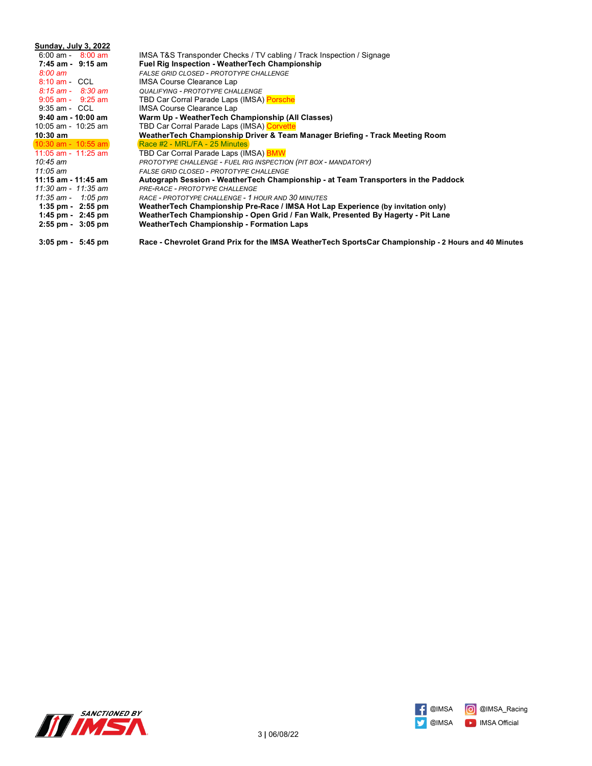**Sunday, July 3, 2022**

| | |
|---|---|
| 6:00 am - 8:00 am | IMSA T&S Transponder Checks / TV cabling / Track Inspection / Signage |
| **7:45 am - 9:15 am** | **Fuel Rig Inspection - WeatherTech Championship** |
| *8:00 am* | *FALSE GRID CLOSED - PROTOTYPE CHALLENGE* |
| 8:10 am - CCL | IMSA Course Clearance Lap |
| *8:15 am - 8:30 am* | *QUALIFYING - PROTOTYPE CHALLENGE* |
| 9:05 am - 9:25 am | TBD Car Corral Parade Laps (IMSA) Porsche |
| 9:35 am - CCL | IMSA Course Clearance Lap |
| **9:40 am - 10:00 am** | **Warm Up - WeatherTech Championship (All Classes)** |
| 10:05 am - 10:25 am | TBD Car Corral Parade Laps (IMSA) Corvette |
| **10:30 am** | **WeatherTech Championship Driver & Team Manager Briefing - Track Meeting Room** |
| 10:30 am - 10:55 am | Race #2 - MRL/FA - 25 Minutes |
| 11:05 am - 11:25 am | TBD Car Corral Parade Laps (IMSA) BMW |
| *10:45 am* | *PROTOTYPE CHALLENGE - FUEL RIG INSPECTION (PIT BOX - MANDATORY)* |
| *11:05 am* | *FALSE GRID CLOSED - PROTOTYPE CHALLENGE* |
| **11:15 am - 11:45 am** | **Autograph Session - WeatherTech Championship - at Team Transporters in the Paddock** |
| *11:30 am - 11:35 am* | *PRE-RACE - PROTOTYPE CHALLENGE* |
| *11:35 am - 1:05 pm* | *RACE - PROTOTYPE CHALLENGE - 1 HOUR AND 30 MINUTES* |
| **1:35 pm - 2:55 pm** | **WeatherTech Championship Pre-Race / IMSA Hot Lap Experience (by invitation only)** |
| **1:45 pm - 2:45 pm** | **WeatherTech Championship - Open Grid / Fan Walk, Presented By Hagerty - Pit Lane** |
| **2:55 pm - 3:05 pm** | **WeatherTech Championship - Formation Laps** |
| **3:05 pm - 5:45 pm** | **Race - Chevrolet Grand Prix for the IMSA WeatherTech SportsCar Championship - 2 Hours and 40 Minutes** |

SANCTIONED BY IMSA

@IMSA @IMSA_Racing @IMSA IMSA Official